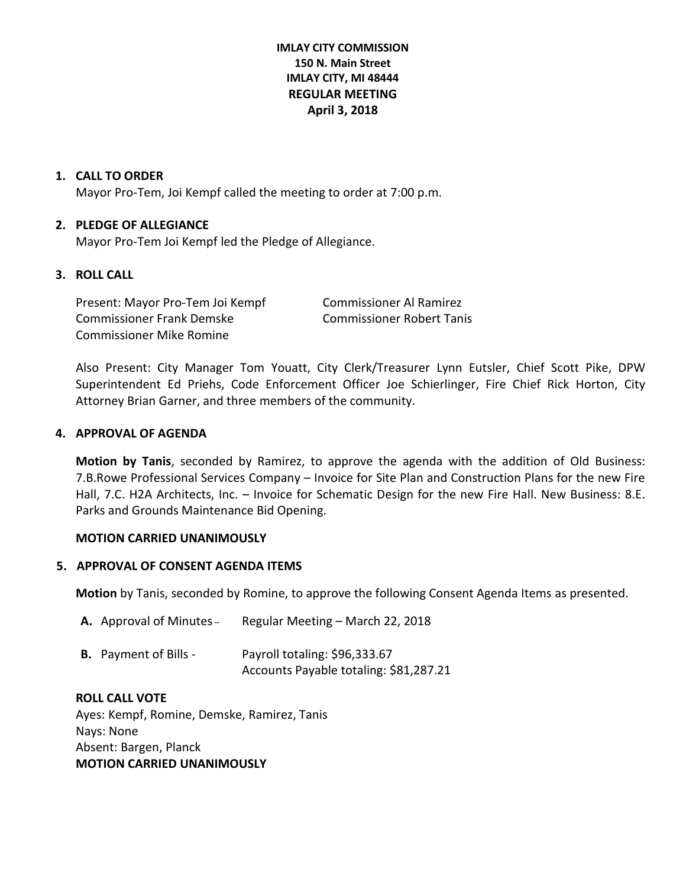**IMLAY CITY COMMISSION**
**150 N. Main Street**
**IMLAY CITY, MI 48444**
**REGULAR MEETING**
**April 3, 2018**

## 1. CALL TO ORDER

Mayor Pro-Tem, Joi Kempf called the meeting to order at 7:00 p.m.

## 2. PLEDGE OF ALLEGIANCE

Mayor Pro-Tem Joi Kempf led the Pledge of Allegiance.

## 3. ROLL CALL

Present: Mayor Pro-Tem Joi Kempf
Commissioner Frank Demske
Commissioner Mike Romine
Commissioner Al Ramirez
Commissioner Robert Tanis

Also Present: City Manager Tom Youatt, City Clerk/Treasurer Lynn Eutsler, Chief Scott Pike, DPW Superintendent Ed Priehs, Code Enforcement Officer Joe Schierlinger, Fire Chief Rick Horton, City Attorney Brian Garner, and three members of the community.

## 4. APPROVAL OF AGENDA

**Motion by Tanis**, seconded by Ramirez, to approve the agenda with the addition of Old Business: 7.B.Rowe Professional Services Company – Invoice for Site Plan and Construction Plans for the new Fire Hall, 7.C. H2A Architects, Inc. – Invoice for Schematic Design for the new Fire Hall. New Business: 8.E. Parks and Grounds Maintenance Bid Opening.

**MOTION CARRIED UNANIMOUSLY**

## 5. APPROVAL OF CONSENT AGENDA ITEMS

**Motion** by Tanis, seconded by Romine, to approve the following Consent Agenda Items as presented.

**A.** Approval of Minutes – Regular Meeting – March 22, 2018

**B.** Payment of Bills - Payroll totaling: $96,333.67
Accounts Payable totaling: $81,287.21

**ROLL CALL VOTE**
Ayes: Kempf, Romine, Demske, Ramirez, Tanis
Nays: None
Absent: Bargen, Planck
**MOTION CARRIED UNANIMOUSLY**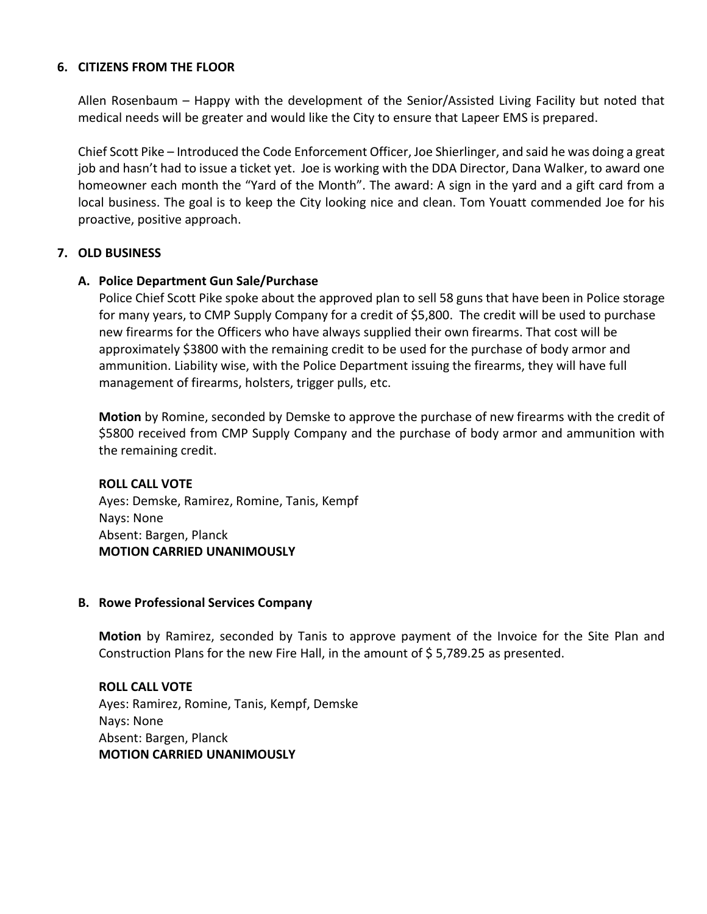## 6. CITIZENS FROM THE FLOOR

Allen Rosenbaum – Happy with the development of the Senior/Assisted Living Facility but noted that medical needs will be greater and would like the City to ensure that Lapeer EMS is prepared.

Chief Scott Pike – Introduced the Code Enforcement Officer, Joe Shierlinger, and said he was doing a great job and hasn't had to issue a ticket yet. Joe is working with the DDA Director, Dana Walker, to award one homeowner each month the "Yard of the Month". The award: A sign in the yard and a gift card from a local business. The goal is to keep the City looking nice and clean. Tom Youatt commended Joe for his proactive, positive approach.

## 7. OLD BUSINESS

### A. Police Department Gun Sale/Purchase

Police Chief Scott Pike spoke about the approved plan to sell 58 guns that have been in Police storage for many years, to CMP Supply Company for a credit of $5,800. The credit will be used to purchase new firearms for the Officers who have always supplied their own firearms. That cost will be approximately $3800 with the remaining credit to be used for the purchase of body armor and ammunition. Liability wise, with the Police Department issuing the firearms, they will have full management of firearms, holsters, trigger pulls, etc.

**Motion** by Romine, seconded by Demske to approve the purchase of new firearms with the credit of $5800 received from CMP Supply Company and the purchase of body armor and ammunition with the remaining credit.

**ROLL CALL VOTE**
Ayes: Demske, Ramirez, Romine, Tanis, Kempf
Nays: None
Absent: Bargen, Planck
**MOTION CARRIED UNANIMOUSLY**

### B. Rowe Professional Services Company

**Motion** by Ramirez, seconded by Tanis to approve payment of the Invoice for the Site Plan and Construction Plans for the new Fire Hall, in the amount of $ 5,789.25 as presented.

**ROLL CALL VOTE**
Ayes: Ramirez, Romine, Tanis, Kempf, Demske
Nays: None
Absent: Bargen, Planck
**MOTION CARRIED UNANIMOUSLY**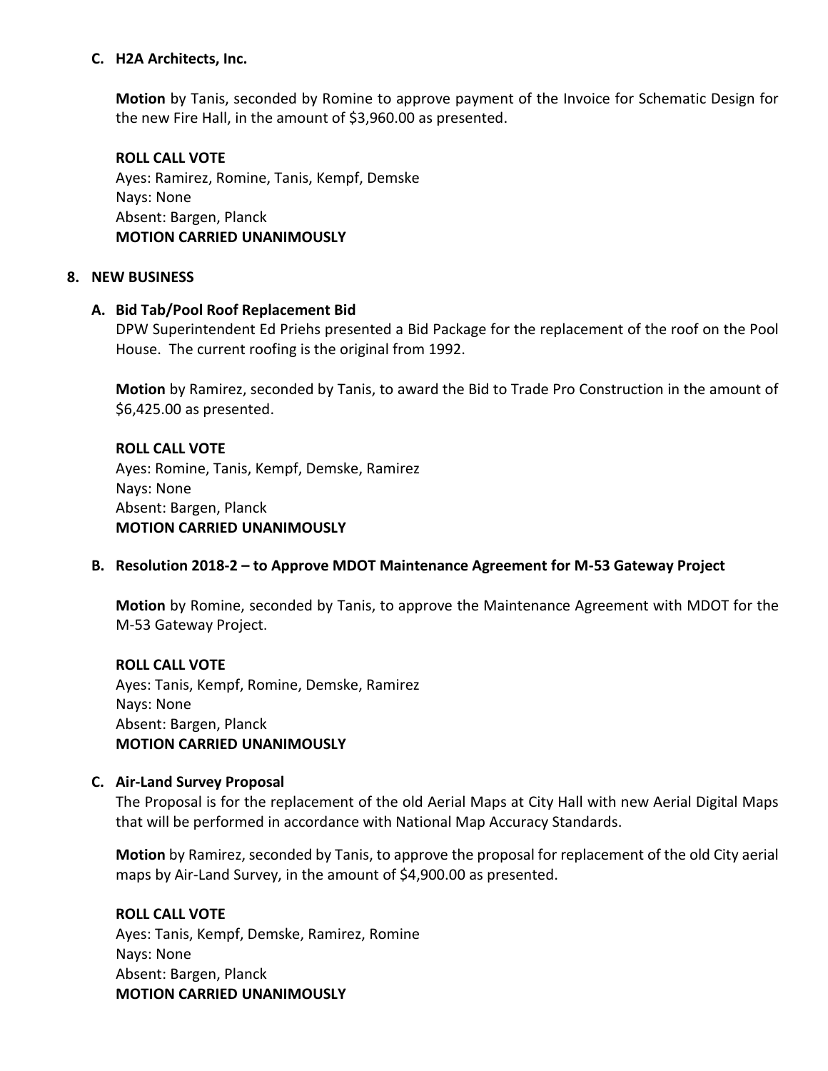### C. H2A Architects, Inc.

**Motion** by Tanis, seconded by Romine to approve payment of the Invoice for Schematic Design for the new Fire Hall, in the amount of $3,960.00 as presented.

**ROLL CALL VOTE**
Ayes: Ramirez, Romine, Tanis, Kempf, Demske
Nays: None
Absent: Bargen, Planck
**MOTION CARRIED UNANIMOUSLY**

## 8. NEW BUSINESS

### A. Bid Tab/Pool Roof Replacement Bid

DPW Superintendent Ed Priehs presented a Bid Package for the replacement of the roof on the Pool House. The current roofing is the original from 1992.

**Motion** by Ramirez, seconded by Tanis, to award the Bid to Trade Pro Construction in the amount of $6,425.00 as presented.

**ROLL CALL VOTE**
Ayes: Romine, Tanis, Kempf, Demske, Ramirez
Nays: None
Absent: Bargen, Planck
**MOTION CARRIED UNANIMOUSLY**

### B. Resolution 2018-2 – to Approve MDOT Maintenance Agreement for M-53 Gateway Project

**Motion** by Romine, seconded by Tanis, to approve the Maintenance Agreement with MDOT for the M-53 Gateway Project.

**ROLL CALL VOTE**
Ayes: Tanis, Kempf, Romine, Demske, Ramirez
Nays: None
Absent: Bargen, Planck
**MOTION CARRIED UNANIMOUSLY**

### C. Air-Land Survey Proposal

The Proposal is for the replacement of the old Aerial Maps at City Hall with new Aerial Digital Maps that will be performed in accordance with National Map Accuracy Standards.

**Motion** by Ramirez, seconded by Tanis, to approve the proposal for replacement of the old City aerial maps by Air-Land Survey, in the amount of $4,900.00 as presented.

**ROLL CALL VOTE**
Ayes: Tanis, Kempf, Demske, Ramirez, Romine
Nays: None
Absent: Bargen, Planck
**MOTION CARRIED UNANIMOUSLY**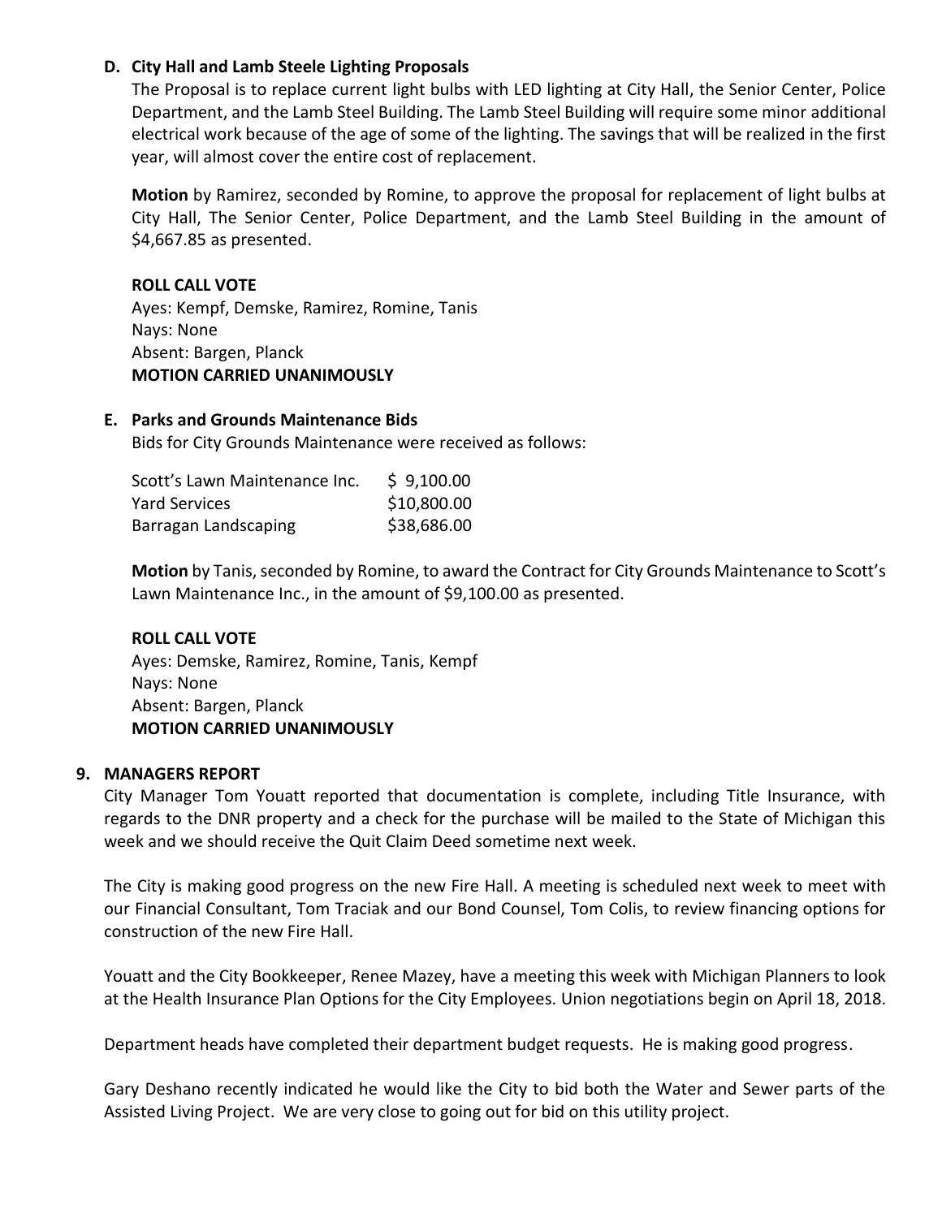**D. City Hall and Lamb Steele Lighting Proposals**

The Proposal is to replace current light bulbs with LED lighting at City Hall, the Senior Center, Police Department, and the Lamb Steel Building. The Lamb Steel Building will require some minor additional electrical work because of the age of some of the lighting. The savings that will be realized in the first year, will almost cover the entire cost of replacement.

**Motion** by Ramirez, seconded by Romine, to approve the proposal for replacement of light bulbs at City Hall, The Senior Center, Police Department, and the Lamb Steel Building in the amount of $4,667.85 as presented.

**ROLL CALL VOTE**
Ayes: Kempf, Demske, Ramirez, Romine, Tanis
Nays: None
Absent: Bargen, Planck
**MOTION CARRIED UNANIMOUSLY**

**E. Parks and Grounds Maintenance Bids**

Bids for City Grounds Maintenance were received as follows:

| | |
|---|---|
| Scott's Lawn Maintenance Inc. | $ 9,100.00 |
| Yard Services | $10,800.00 |
| Barragan Landscaping | $38,686.00 |

**Motion** by Tanis, seconded by Romine, to award the Contract for City Grounds Maintenance to Scott's Lawn Maintenance Inc., in the amount of $9,100.00 as presented.

**ROLL CALL VOTE**
Ayes: Demske, Ramirez, Romine, Tanis, Kempf
Nays: None
Absent: Bargen, Planck
**MOTION CARRIED UNANIMOUSLY**

## 9. MANAGERS REPORT

City Manager Tom Youatt reported that documentation is complete, including Title Insurance, with regards to the DNR property and a check for the purchase will be mailed to the State of Michigan this week and we should receive the Quit Claim Deed sometime next week.

The City is making good progress on the new Fire Hall. A meeting is scheduled next week to meet with our Financial Consultant, Tom Traciak and our Bond Counsel, Tom Colis, to review financing options for construction of the new Fire Hall.

Youatt and the City Bookkeeper, Renee Mazey, have a meeting this week with Michigan Planners to look at the Health Insurance Plan Options for the City Employees. Union negotiations begin on April 18, 2018.

Department heads have completed their department budget requests. He is making good progress.

Gary Deshano recently indicated he would like the City to bid both the Water and Sewer parts of the Assisted Living Project. We are very close to going out for bid on this utility project.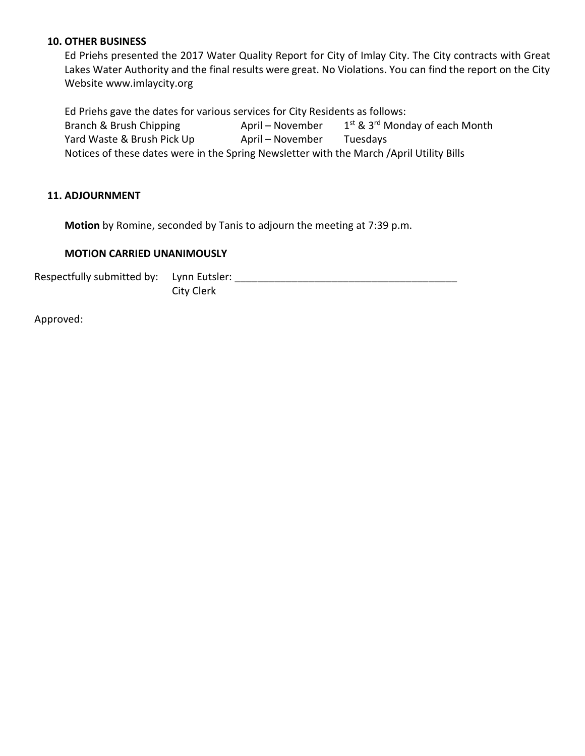**10. OTHER BUSINESS**

Ed Priehs presented the 2017 Water Quality Report for City of Imlay City. The City contracts with Great Lakes Water Authority and the final results were great. No Violations. You can find the report on the City Website www.imlaycity.org

Ed Priehs gave the dates for various services for City Residents as follows:

| | | |
|---|---|---|
| Branch & Brush Chipping | April – November | 1st & 3rd Monday of each Month |
| Yard Waste & Brush Pick Up | April – November | Tuesdays |

Notices of these dates were in the Spring Newsletter with the March /April Utility Bills

**11. ADJOURNMENT**

**Motion** by Romine, seconded by Tanis to adjourn the meeting at 7:39 p.m.

**MOTION CARRIED UNANIMOUSLY**

Respectfully submitted by: Lynn Eutsler: _______________________________________
City Clerk

Approved: